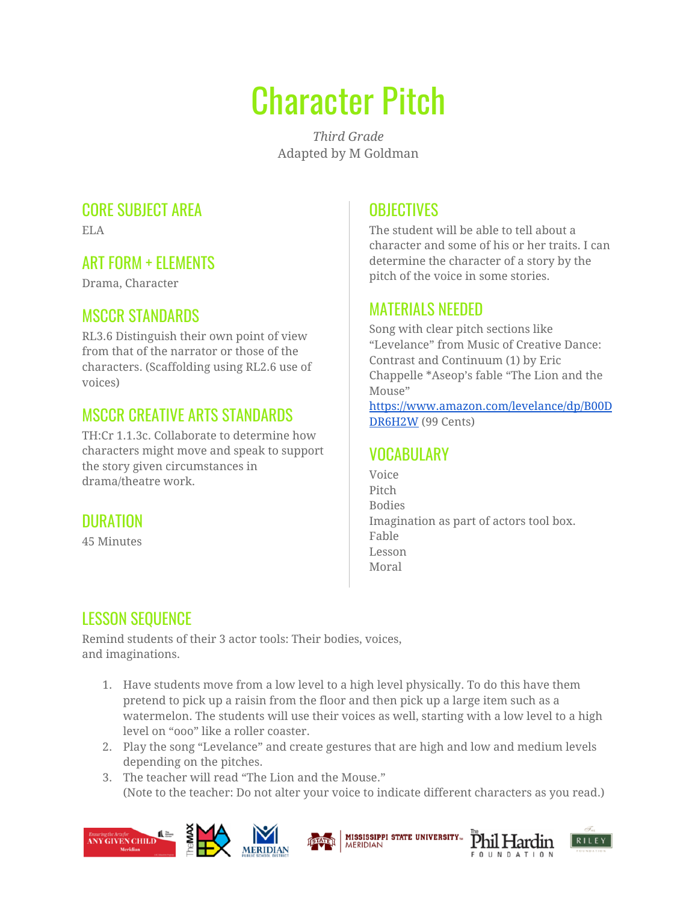# Character Pitch

*Third Grade*
Adapted by M Goldman

## CORE SUBJECT AREA

ELA

## ART FORM + ELEMENTS

Drama, Character

## MSCCR STANDARDS

RL3.6 Distinguish their own point of view from that of the narrator or those of the characters. (Scaffolding using RL2.6 use of voices)

## MSCCR CREATIVE ARTS STANDARDS

TH:Cr 1.1.3c. Collaborate to determine how characters might move and speak to support the story given circumstances in drama/theatre work.

## DURATION

45 Minutes

## OBJECTIVES

The student will be able to tell about a character and some of his or her traits. I can determine the character of a story by the pitch of the voice in some stories.

## MATERIALS NEEDED

Song with clear pitch sections like "Levelance" from Music of Creative Dance: Contrast and Continuum (1) by Eric Chappelle *Aseop's fable "The Lion and the Mouse"
[https://www.amazon.com/levelance/dp/B00DDR6H2W](https://www.amazon.com/levelance/dp/B00DDR6H2W) (99 Cents)

## VOCABULARY

Voice
Pitch
Bodies
Imagination as part of actors tool box.
Fable
Lesson
Moral

## LESSON SEQUENCE

Remind students of their 3 actor tools: Their bodies, voices, and imaginations.

1. Have students move from a low level to a high level physically. To do this have them pretend to pick up a raisin from the floor and then pick up a large item such as a watermelon. The students will use their voices as well, starting with a low level to a high level on "ooo" like a roller coaster.
2. Play the song "Levelance" and create gestures that are high and low and medium levels depending on the pitches.
3. The teacher will read "The Lion and the Mouse."
(Note to the teacher: Do not alter your voice to indicate different characters as you read.)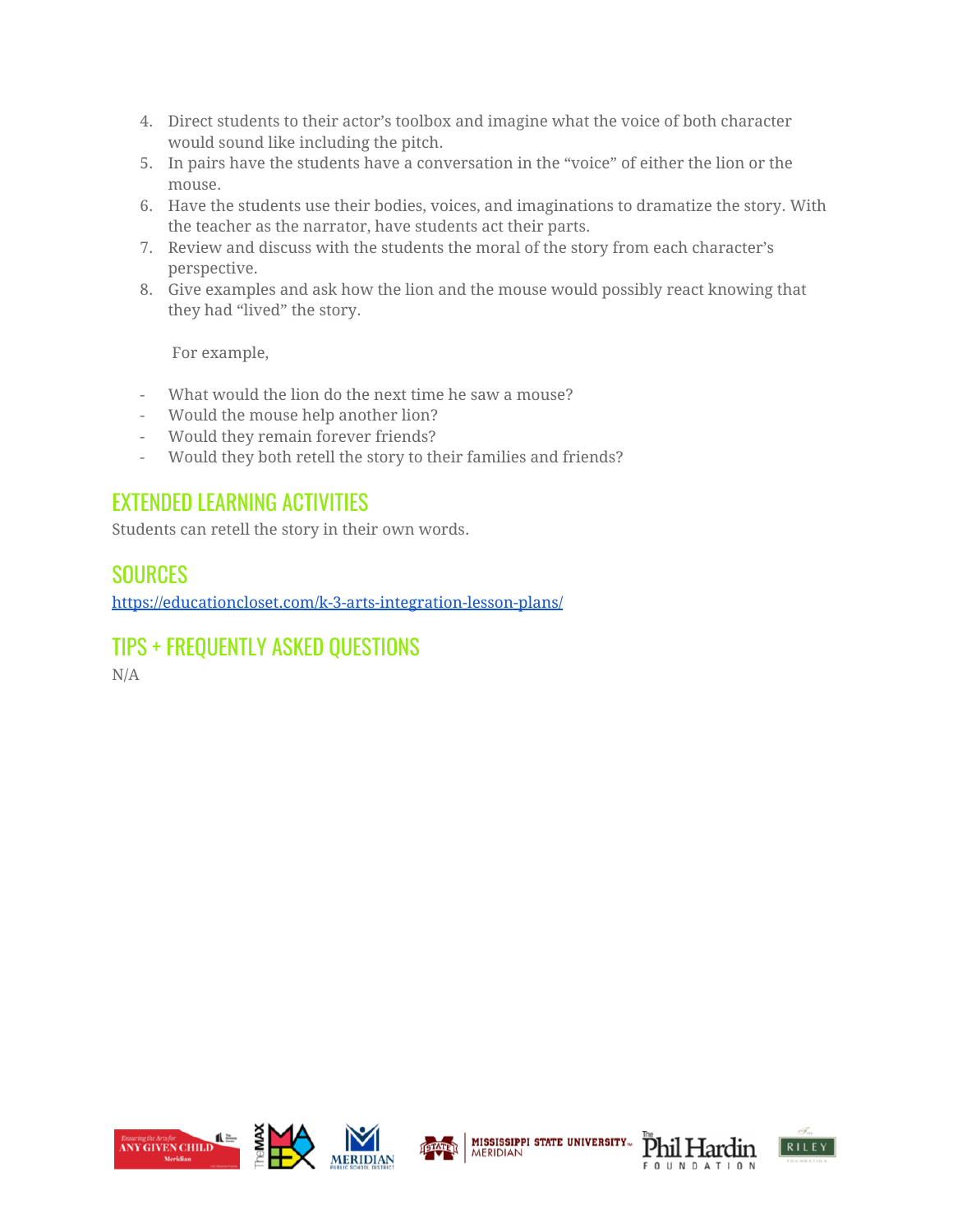4. Direct students to their actor's toolbox and imagine what the voice of both character would sound like including the pitch.
5. In pairs have the students have a conversation in the "voice" of either the lion or the mouse.
6. Have the students use their bodies, voices, and imaginations to dramatize the story. With the teacher as the narrator, have students act their parts.
7. Review and discuss with the students the moral of the story from each character's perspective.
8. Give examples and ask how the lion and the mouse would possibly react knowing that they had "lived" the story.

   For example,

- What would the lion do the next time he saw a mouse?
- Would the mouse help another lion?
- Would they remain forever friends?
- Would they both retell the story to their families and friends?

## EXTENDED LEARNING ACTIVITIES

Students can retell the story in their own words.

## SOURCES

https://educationcloset.com/k-3-arts-integration-lesson-plans/

## TIPS + FREQUENTLY ASKED QUESTIONS

N/A